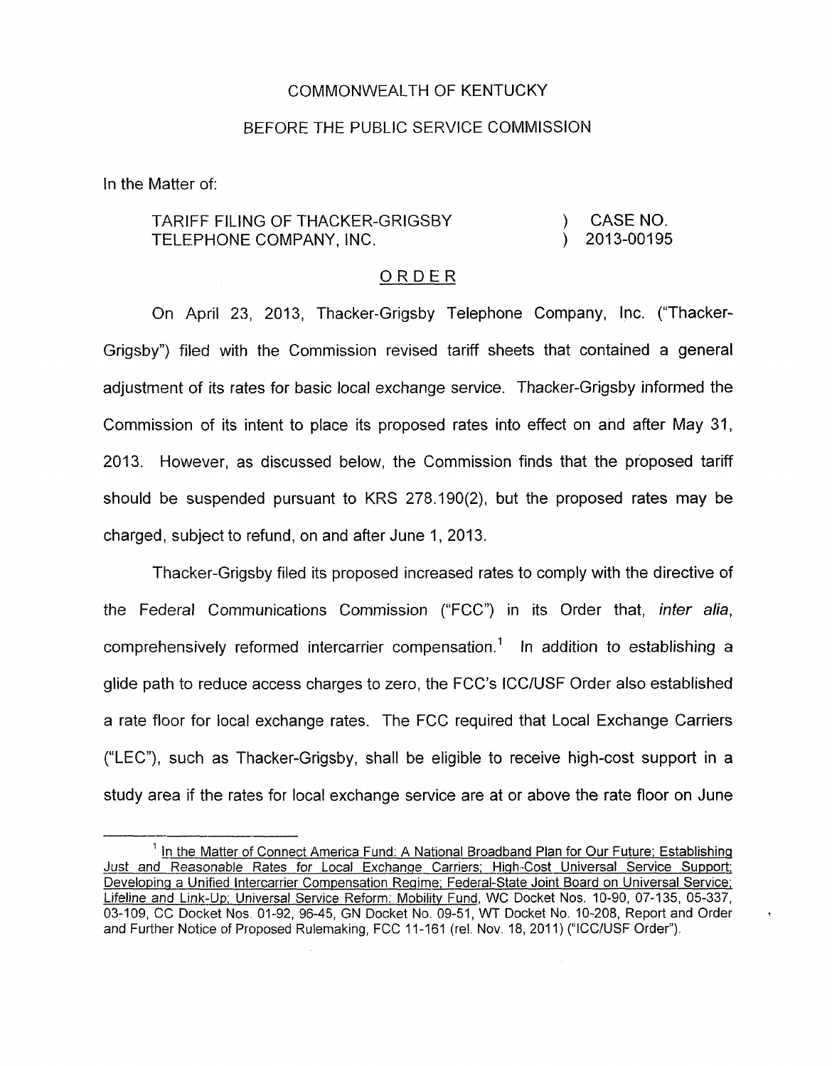COMMONWEALTH OF KENTUCKY

BEFORE THE PUBLIC SERVICE COMMISSION

In the Matter of:

| | | |
|---|---|---|
| TARIFF FILING OF THACKER-GRIGSBY TELEPHONE COMPANY, INC. | ) | CASE NO. 2013-00195 |

## ORDER

On April 23, 2013, Thacker-Grigsby Telephone Company, Inc. ("Thacker-Grigsby") filed with the Commission revised tariff sheets that contained a general adjustment of its rates for basic local exchange service. Thacker-Grigsby informed the Commission of its intent to place its proposed rates into effect on and after May 31, 2013. However, as discussed below, the Commission finds that the proposed tariff should be suspended pursuant to KRS 278.190(2), but the proposed rates may be charged, subject to refund, on and after June 1, 2013.

Thacker-Grigsby filed its proposed increased rates to comply with the directive of the Federal Communications Commission ("FCC") in its Order that, *inter alia*, comprehensively reformed intercarrier compensation.[1] In addition to establishing a glide path to reduce access charges to zero, the FCC's ICC/USF Order also established a rate floor for local exchange rates. The FCC required that Local Exchange Carriers ("LEC"), such as Thacker-Grigsby, shall be eligible to receive high-cost support in a study area if the rates for local exchange service are at or above the rate floor on June

---

[1] In the Matter of Connect America Fund: A National Broadband Plan for Our Future; Establishing Just and Reasonable Rates for Local Exchange Carriers; High-Cost Universal Service Support; Developing a Unified Intercarrier Compensation Regime; Federal-State Joint Board on Universal Service; Lifeline and Link-Up; Universal Service Reform: Mobility Fund, WC Docket Nos. 10-90, 07-135, 05-337, 03-109, CC Docket Nos. 01-92, 96-45, GN Docket No. 09-51, WT Docket No. 10-208, Report and Order and Further Notice of Proposed Rulemaking, FCC 11-161 (rel. Nov. 18, 2011) ("ICC/USF Order").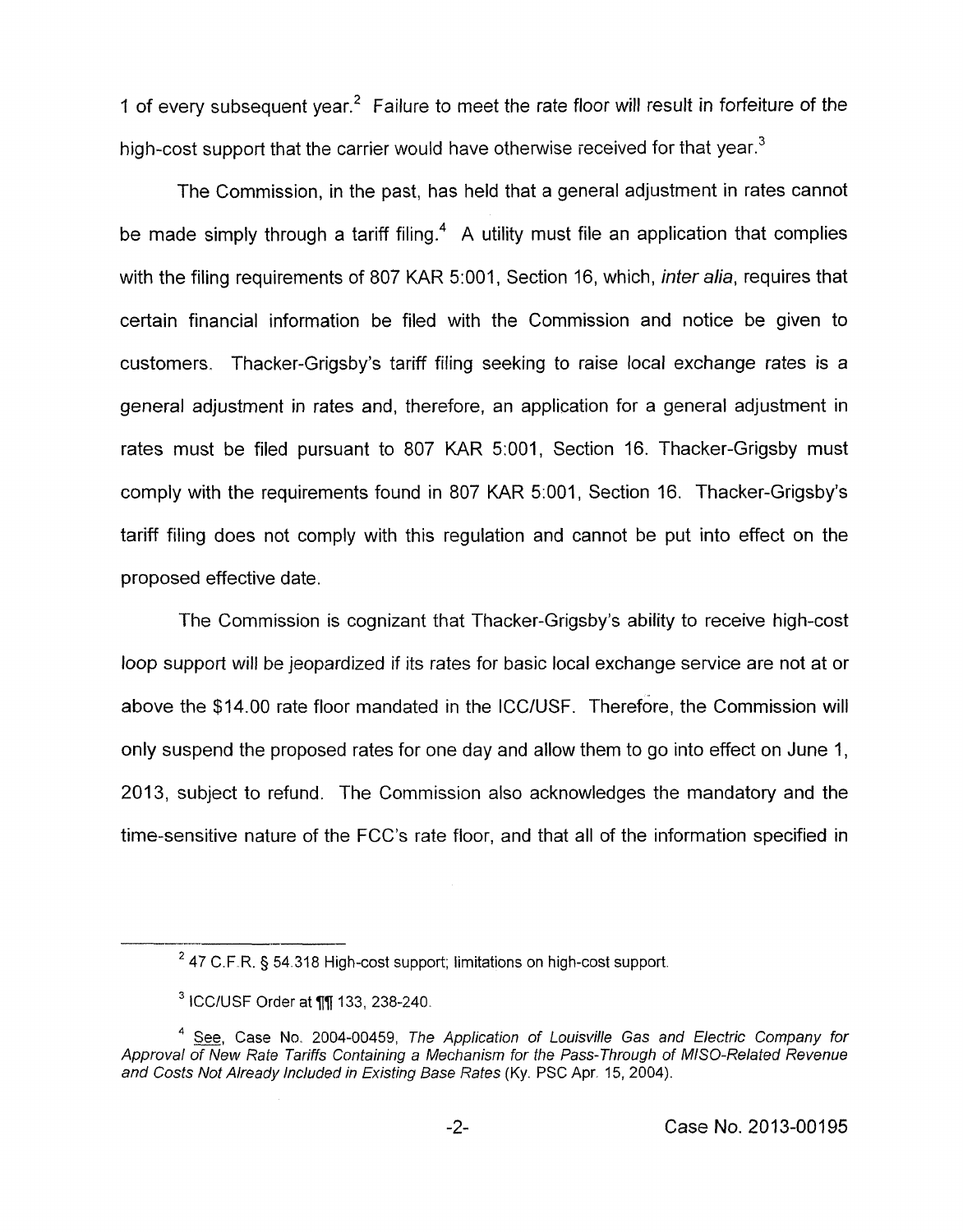1 of every subsequent year.[2] Failure to meet the rate floor will result in forfeiture of the high-cost support that the carrier would have otherwise received for that year.[3]

The Commission, in the past, has held that a general adjustment in rates cannot be made simply through a tariff filing.[4] A utility must file an application that complies with the filing requirements of 807 KAR 5:001, Section 16, which, *inter alia*, requires that certain financial information be filed with the Commission and notice be given to customers. Thacker-Grigsby's tariff filing seeking to raise local exchange rates is a general adjustment in rates and, therefore, an application for a general adjustment in rates must be filed pursuant to 807 KAR 5:001, Section 16. Thacker-Grigsby must comply with the requirements found in 807 KAR 5:001, Section 16. Thacker-Grigsby's tariff filing does not comply with this regulation and cannot be put into effect on the proposed effective date.

The Commission is cognizant that Thacker-Grigsby's ability to receive high-cost loop support will be jeopardized if its rates for basic local exchange service are not at or above the $14.00 rate floor mandated in the ICC/USF. Therefore, the Commission will only suspend the proposed rates for one day and allow them to go into effect on June 1, 2013, subject to refund. The Commission also acknowledges the mandatory and the time-sensitive nature of the FCC's rate floor, and that all of the information specified in

---

[2] 47 C.F.R. § 54.318 High-cost support; limitations on high-cost support.

[3] ICC/USF Order at ¶¶ 133, 238-240.

[4] See, Case No. 2004-00459, *The Application of Louisville Gas and Electric Company for Approval of New Rate Tariffs Containing a Mechanism for the Pass-Through of MISO-Related Revenue and Costs Not Already Included in Existing Base Rates* (Ky. PSC Apr. 15, 2004).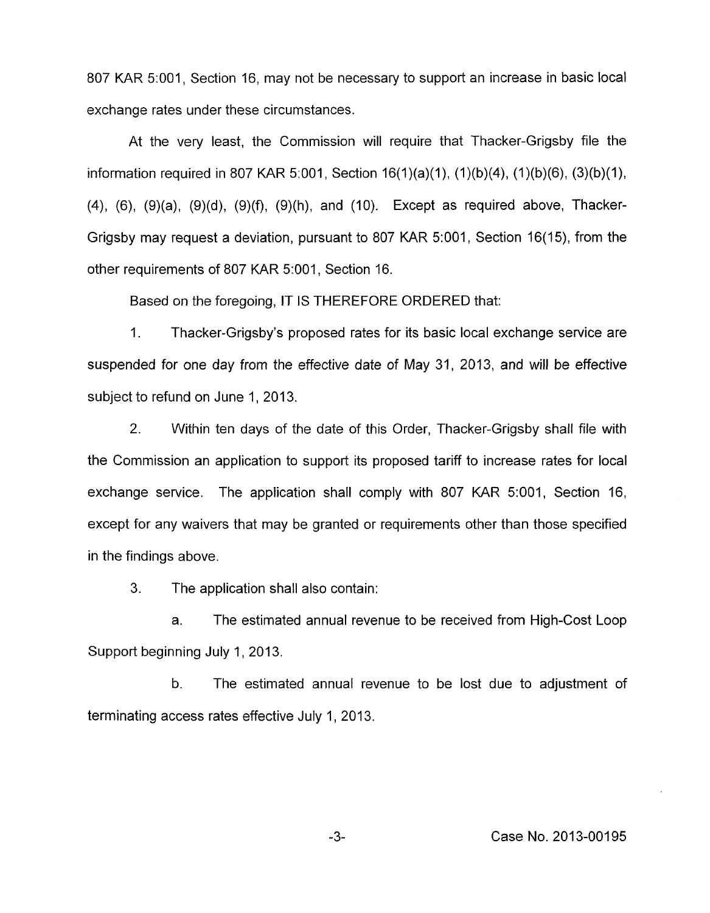807 KAR 5:001, Section 16, may not be necessary to support an increase in basic local exchange rates under these circumstances.

At the very least, the Commission will require that Thacker-Grigsby file the information required in 807 KAR 5:001, Section 16(1)(a)(1), (1)(b)(4), (1)(b)(6), (3)(b)(1), (4), (6), (9)(a), (9)(d), (9)(f), (9)(h), and (10). Except as required above, Thacker-Grigsby may request a deviation, pursuant to 807 KAR 5:001, Section 16(15), from the other requirements of 807 KAR 5:001, Section 16.

Based on the foregoing, IT IS THEREFORE ORDERED that:

1. Thacker-Grigsby's proposed rates for its basic local exchange service are suspended for one day from the effective date of May 31, 2013, and will be effective subject to refund on June 1, 2013.

2. Within ten days of the date of this Order, Thacker-Grigsby shall file with the Commission an application to support its proposed tariff to increase rates for local exchange service. The application shall comply with 807 KAR 5:001, Section 16, except for any waivers that may be granted or requirements other than those specified in the findings above.

3. The application shall also contain:

   a. The estimated annual revenue to be received from High-Cost Loop Support beginning July 1, 2013.

   b. The estimated annual revenue to be lost due to adjustment of terminating access rates effective July 1, 2013.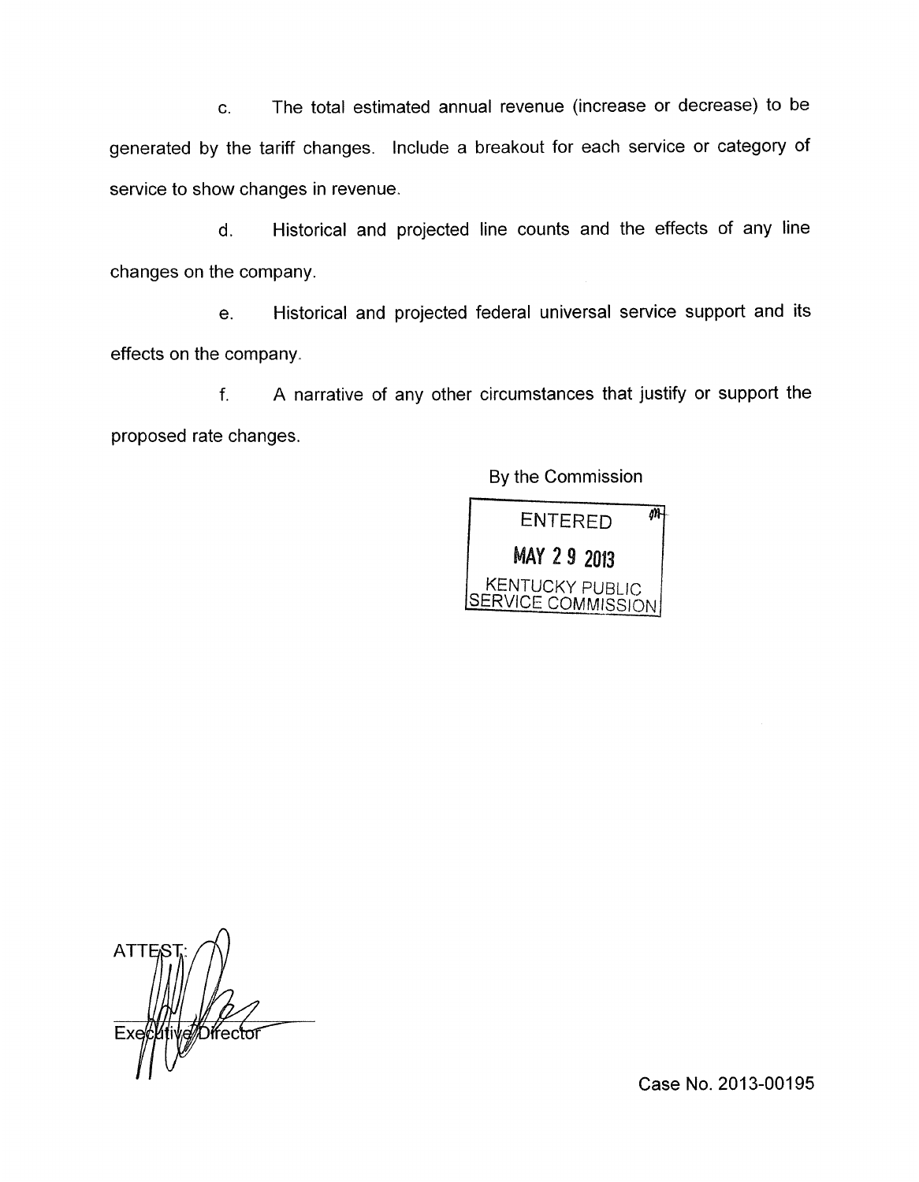c. The total estimated annual revenue (increase or decrease) to be generated by the tariff changes. Include a breakout for each service or category of service to show changes in revenue.

d. Historical and projected line counts and the effects of any line changes on the company.

e. Historical and projected federal universal service support and its effects on the company.

f. A narrative of any other circumstances that justify or support the proposed rate changes.

By the Commission

ENTERED
MAY 29 2013
KENTUCKY PUBLIC SERVICE COMMISSION

ATTEST:

Executive Director

Case No. 2013-00195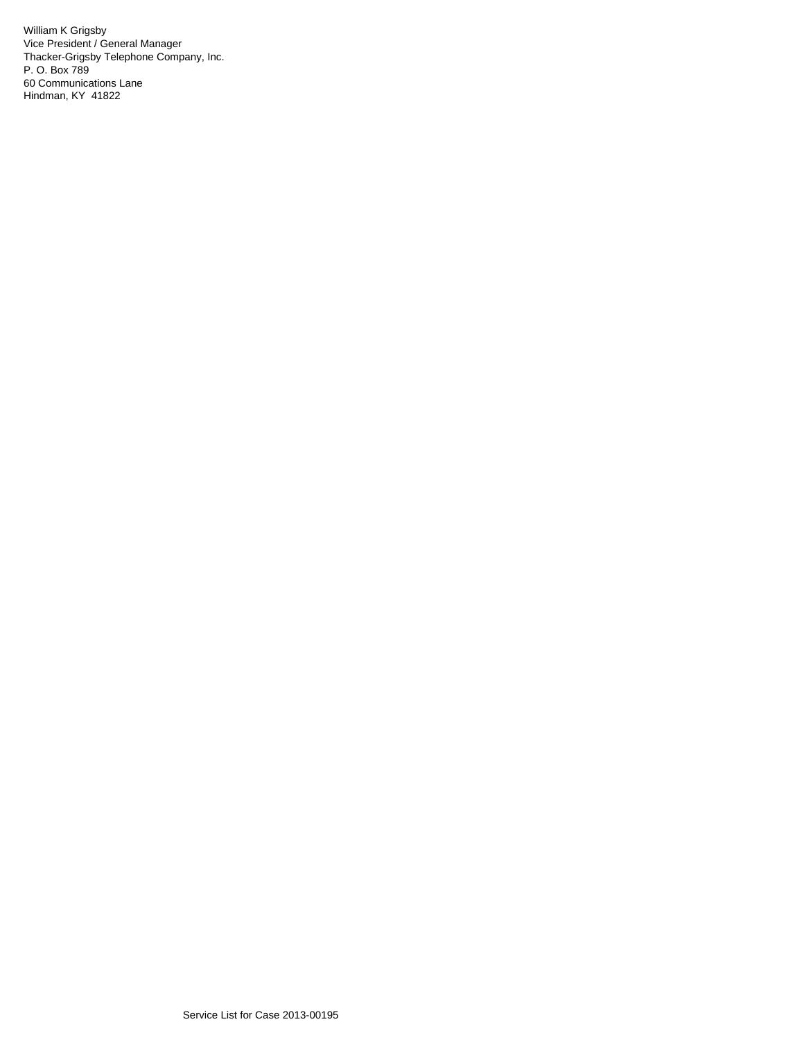William K Grigsby
Vice President / General Manager
Thacker-Grigsby Telephone Company, Inc.
P. O. Box 789
60 Communications Lane
Hindman, KY  41822